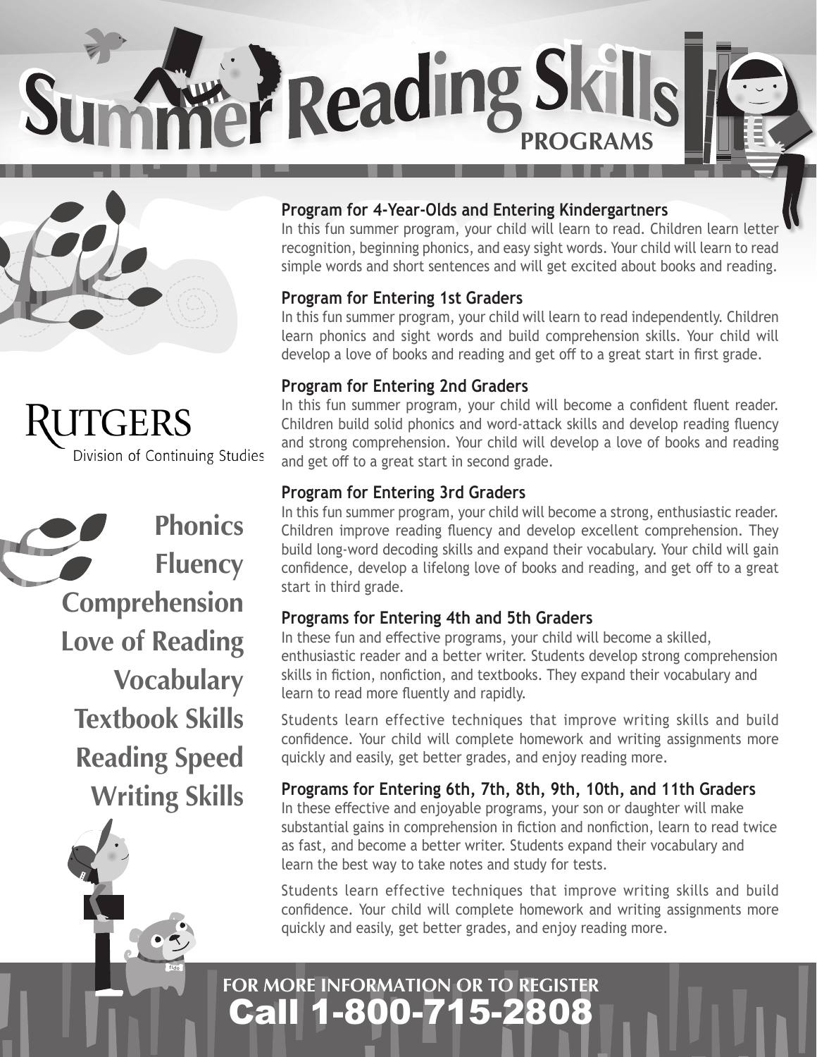# Summer Reading Skills PROGRAMS

RUTGERS
Division of Continuing Studies

**Phonics**
**Fluency**
**Comprehension**
**Love of Reading**
**Vocabulary**
**Textbook Skills**
**Reading Speed**
**Writing Skills**

### Program for 4-Year-Olds and Entering Kindergartners

In this fun summer program, your child will learn to read. Children learn letter recognition, beginning phonics, and easy sight words. Your child will learn to read simple words and short sentences and will get excited about books and reading.

### Program for Entering 1st Graders

In this fun summer program, your child will learn to read independently. Children learn phonics and sight words and build comprehension skills. Your child will develop a love of books and reading and get off to a great start in first grade.

### Program for Entering 2nd Graders

In this fun summer program, your child will become a confident fluent reader. Children build solid phonics and word-attack skills and develop reading fluency and strong comprehension. Your child will develop a love of books and reading and get off to a great start in second grade.

### Program for Entering 3rd Graders

In this fun summer program, your child will become a strong, enthusiastic reader. Children improve reading fluency and develop excellent comprehension. They build long-word decoding skills and expand their vocabulary. Your child will gain confidence, develop a lifelong love of books and reading, and get off to a great start in third grade.

### Programs for Entering 4th and 5th Graders

In these fun and effective programs, your child will become a skilled, enthusiastic reader and a better writer. Students develop strong comprehension skills in fiction, nonfiction, and textbooks. They expand their vocabulary and learn to read more fluently and rapidly.

Students learn effective techniques that improve writing skills and build confidence. Your child will complete homework and writing assignments more quickly and easily, get better grades, and enjoy reading more.

### Programs for Entering 6th, 7th, 8th, 9th, 10th, and 11th Graders

In these effective and enjoyable programs, your son or daughter will make substantial gains in comprehension in fiction and nonfiction, learn to read twice as fast, and become a better writer. Students expand their vocabulary and learn the best way to take notes and study for tests.

Students learn effective techniques that improve writing skills and build confidence. Your child will complete homework and writing assignments more quickly and easily, get better grades, and enjoy reading more.

**FOR MORE INFORMATION OR TO REGISTER**
**Call 1-800-715-2808**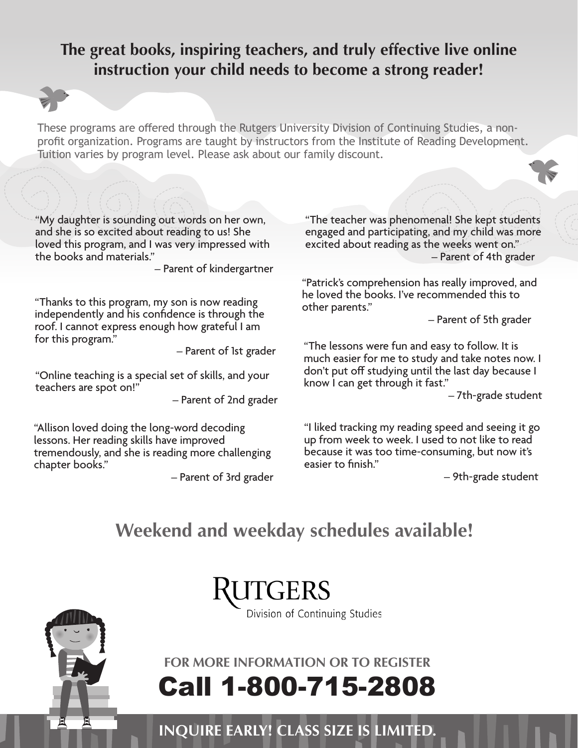## The great books, inspiring teachers, and truly effective live online instruction your child needs to become a strong reader!

These programs are offered through the Rutgers University Division of Continuing Studies, a non-profit organization. Programs are taught by instructors from the Institute of Reading Development. Tuition varies by program level. Please ask about our family discount.

"My daughter is sounding out words on her own, and she is so excited about reading to us! She loved this program, and I was very impressed with the books and materials."

– Parent of kindergartner

"Thanks to this program, my son is now reading independently and his confidence is through the roof. I cannot express enough how grateful I am for this program."

– Parent of 1st grader

"Online teaching is a special set of skills, and your teachers are spot on!"

– Parent of 2nd grader

"Allison loved doing the long-word decoding lessons. Her reading skills have improved tremendously, and she is reading more challenging chapter books."

– Parent of 3rd grader

"The teacher was phenomenal! She kept students engaged and participating, and my child was more excited about reading as the weeks went on."

– Parent of 4th grader

"Patrick's comprehension has really improved, and he loved the books. I've recommended this to other parents."

– Parent of 5th grader

"The lessons were fun and easy to follow. It is much easier for me to study and take notes now. I don't put off studying until the last day because I know I can get through it fast."

– 7th-grade student

"I liked tracking my reading speed and seeing it go up from week to week. I used to not like to read because it was too time-consuming, but now it's easier to finish."

– 9th-grade student

## Weekend and weekday schedules available!

RUTGERS
Division of Continuing Studies

**FOR MORE INFORMATION OR TO REGISTER**

# Call 1-800-715-2808

**INQUIRE EARLY! CLASS SIZE IS LIMITED.**